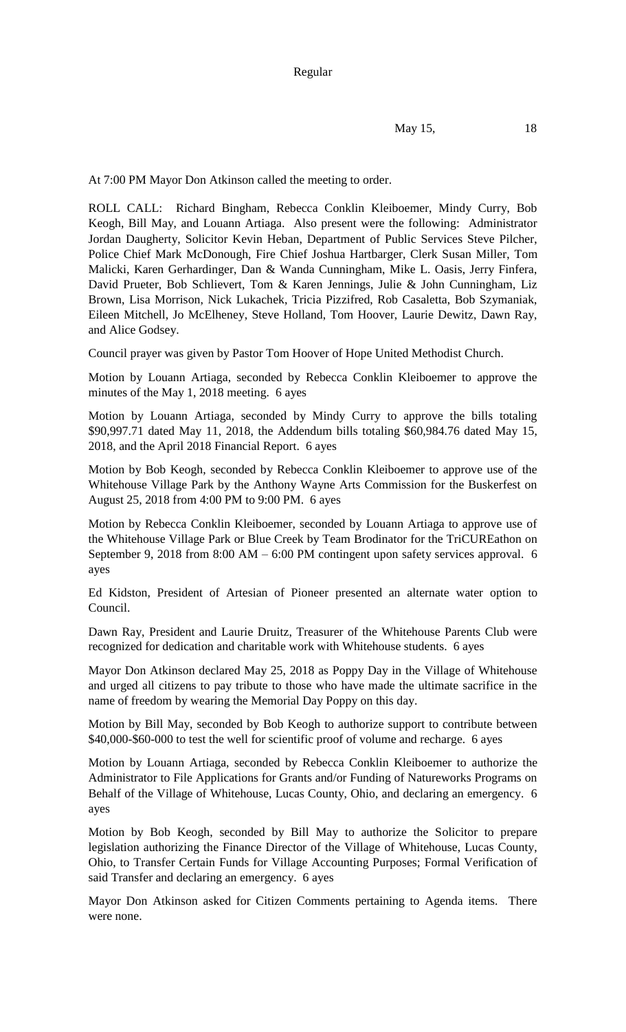Regular

May 15, 18

At 7:00 PM Mayor Don Atkinson called the meeting to order.

ROLL CALL: Richard Bingham, Rebecca Conklin Kleiboemer, Mindy Curry, Bob Keogh, Bill May, and Louann Artiaga. Also present were the following: Administrator Jordan Daugherty, Solicitor Kevin Heban, Department of Public Services Steve Pilcher, Police Chief Mark McDonough, Fire Chief Joshua Hartbarger, Clerk Susan Miller, Tom Malicki, Karen Gerhardinger, Dan & Wanda Cunningham, Mike L. Oasis, Jerry Finfera, David Prueter, Bob Schlievert, Tom & Karen Jennings, Julie & John Cunningham, Liz Brown, Lisa Morrison, Nick Lukachek, Tricia Pizzifred, Rob Casaletta, Bob Szymaniak, Eileen Mitchell, Jo McElheney, Steve Holland, Tom Hoover, Laurie Dewitz, Dawn Ray, and Alice Godsey.

Council prayer was given by Pastor Tom Hoover of Hope United Methodist Church.

Motion by Louann Artiaga, seconded by Rebecca Conklin Kleiboemer to approve the minutes of the May 1, 2018 meeting. 6 ayes

Motion by Louann Artiaga, seconded by Mindy Curry to approve the bills totaling $90,997.71 dated May 11, 2018, the Addendum bills totaling $60,984.76 dated May 15, 2018, and the April 2018 Financial Report. 6 ayes

Motion by Bob Keogh, seconded by Rebecca Conklin Kleiboemer to approve use of the Whitehouse Village Park by the Anthony Wayne Arts Commission for the Buskerfest on August 25, 2018 from 4:00 PM to 9:00 PM. 6 ayes

Motion by Rebecca Conklin Kleiboemer, seconded by Louann Artiaga to approve use of the Whitehouse Village Park or Blue Creek by Team Brodinator for the TriCUREathon on September 9, 2018 from 8:00 AM – 6:00 PM contingent upon safety services approval. 6 ayes

Ed Kidston, President of Artesian of Pioneer presented an alternate water option to Council.

Dawn Ray, President and Laurie Druitz, Treasurer of the Whitehouse Parents Club were recognized for dedication and charitable work with Whitehouse students. 6 ayes

Mayor Don Atkinson declared May 25, 2018 as Poppy Day in the Village of Whitehouse and urged all citizens to pay tribute to those who have made the ultimate sacrifice in the name of freedom by wearing the Memorial Day Poppy on this day.

Motion by Bill May, seconded by Bob Keogh to authorize support to contribute between $40,000-$60-000 to test the well for scientific proof of volume and recharge. 6 ayes

Motion by Louann Artiaga, seconded by Rebecca Conklin Kleiboemer to authorize the Administrator to File Applications for Grants and/or Funding of Natureworks Programs on Behalf of the Village of Whitehouse, Lucas County, Ohio, and declaring an emergency. 6 ayes

Motion by Bob Keogh, seconded by Bill May to authorize the Solicitor to prepare legislation authorizing the Finance Director of the Village of Whitehouse, Lucas County, Ohio, to Transfer Certain Funds for Village Accounting Purposes; Formal Verification of said Transfer and declaring an emergency. 6 ayes

Mayor Don Atkinson asked for Citizen Comments pertaining to Agenda items. There were none.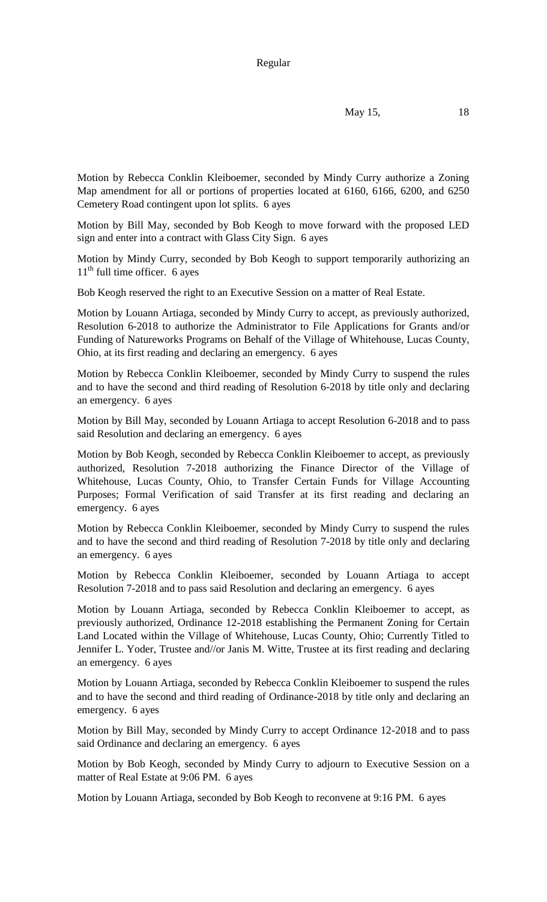Motion by Rebecca Conklin Kleiboemer, seconded by Mindy Curry authorize a Zoning Map amendment for all or portions of properties located at 6160, 6166, 6200, and 6250 Cemetery Road contingent upon lot splits. 6 ayes

Motion by Bill May, seconded by Bob Keogh to move forward with the proposed LED sign and enter into a contract with Glass City Sign. 6 ayes

Motion by Mindy Curry, seconded by Bob Keogh to support temporarily authorizing an 11th full time officer. 6 ayes

Bob Keogh reserved the right to an Executive Session on a matter of Real Estate.

Motion by Louann Artiaga, seconded by Mindy Curry to accept, as previously authorized, Resolution 6-2018 to authorize the Administrator to File Applications for Grants and/or Funding of Natureworks Programs on Behalf of the Village of Whitehouse, Lucas County, Ohio, at its first reading and declaring an emergency. 6 ayes

Motion by Rebecca Conklin Kleiboemer, seconded by Mindy Curry to suspend the rules and to have the second and third reading of Resolution 6-2018 by title only and declaring an emergency. 6 ayes

Motion by Bill May, seconded by Louann Artiaga to accept Resolution 6-2018 and to pass said Resolution and declaring an emergency. 6 ayes

Motion by Bob Keogh, seconded by Rebecca Conklin Kleiboemer to accept, as previously authorized, Resolution 7-2018 authorizing the Finance Director of the Village of Whitehouse, Lucas County, Ohio, to Transfer Certain Funds for Village Accounting Purposes; Formal Verification of said Transfer at its first reading and declaring an emergency. 6 ayes

Motion by Rebecca Conklin Kleiboemer, seconded by Mindy Curry to suspend the rules and to have the second and third reading of Resolution 7-2018 by title only and declaring an emergency. 6 ayes

Motion by Rebecca Conklin Kleiboemer, seconded by Louann Artiaga to accept Resolution 7-2018 and to pass said Resolution and declaring an emergency. 6 ayes

Motion by Louann Artiaga, seconded by Rebecca Conklin Kleiboemer to accept, as previously authorized, Ordinance 12-2018 establishing the Permanent Zoning for Certain Land Located within the Village of Whitehouse, Lucas County, Ohio; Currently Titled to Jennifer L. Yoder, Trustee and//or Janis M. Witte, Trustee at its first reading and declaring an emergency. 6 ayes

Motion by Louann Artiaga, seconded by Rebecca Conklin Kleiboemer to suspend the rules and to have the second and third reading of Ordinance-2018 by title only and declaring an emergency. 6 ayes

Motion by Bill May, seconded by Mindy Curry to accept Ordinance 12-2018 and to pass said Ordinance and declaring an emergency. 6 ayes

Motion by Bob Keogh, seconded by Mindy Curry to adjourn to Executive Session on a matter of Real Estate at 9:06 PM. 6 ayes

Motion by Louann Artiaga, seconded by Bob Keogh to reconvene at 9:16 PM. 6 ayes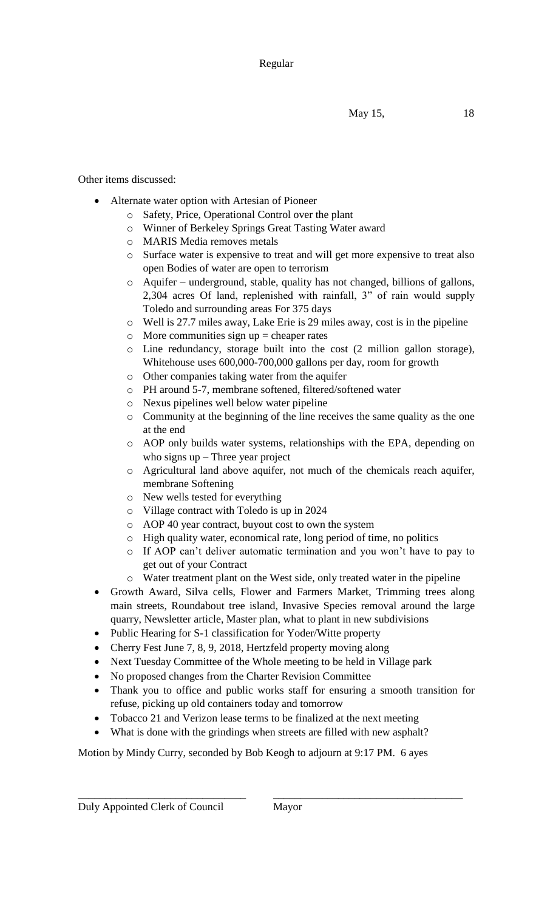Other items discussed:

- Alternate water option with Artesian of Pioneer
  - Safety, Price, Operational Control over the plant
  - Winner of Berkeley Springs Great Tasting Water award
  - MARIS Media removes metals
  - Surface water is expensive to treat and will get more expensive to treat also open Bodies of water are open to terrorism
  - Aquifer – underground, stable, quality has not changed, billions of gallons, 2,304 acres Of land, replenished with rainfall, 3" of rain would supply Toledo and surrounding areas For 375 days
  - Well is 27.7 miles away, Lake Erie is 29 miles away, cost is in the pipeline
  - More communities sign up = cheaper rates
  - Line redundancy, storage built into the cost (2 million gallon storage), Whitehouse uses 600,000-700,000 gallons per day, room for growth
  - Other companies taking water from the aquifer
  - PH around 5-7, membrane softened, filtered/softened water
  - Nexus pipelines well below water pipeline
  - Community at the beginning of the line receives the same quality as the one at the end
  - AOP only builds water systems, relationships with the EPA, depending on who signs up – Three year project
  - Agricultural land above aquifer, not much of the chemicals reach aquifer, membrane Softening
  - New wells tested for everything
  - Village contract with Toledo is up in 2024
  - AOP 40 year contract, buyout cost to own the system
  - High quality water, economical rate, long period of time, no politics
  - If AOP can't deliver automatic termination and you won't have to pay to get out of your Contract
  - Water treatment plant on the West side, only treated water in the pipeline
- Growth Award, Silva cells, Flower and Farmers Market, Trimming trees along main streets, Roundabout tree island, Invasive Species removal around the large quarry, Newsletter article, Master plan, what to plant in new subdivisions
- Public Hearing for S-1 classification for Yoder/Witte property
- Cherry Fest June 7, 8, 9, 2018, Hertzfeld property moving along
- Next Tuesday Committee of the Whole meeting to be held in Village park
- No proposed changes from the Charter Revision Committee
- Thank you to office and public works staff for ensuring a smooth transition for refuse, picking up old containers today and tomorrow
- Tobacco 21 and Verizon lease terms to be finalized at the next meeting
- What is done with the grindings when streets are filled with new asphalt?

Motion by Mindy Curry, seconded by Bob Keogh to adjourn at 9:17 PM. 6 ayes

_______________________________ ___________________________________

Duly Appointed Clerk of Council Mayor